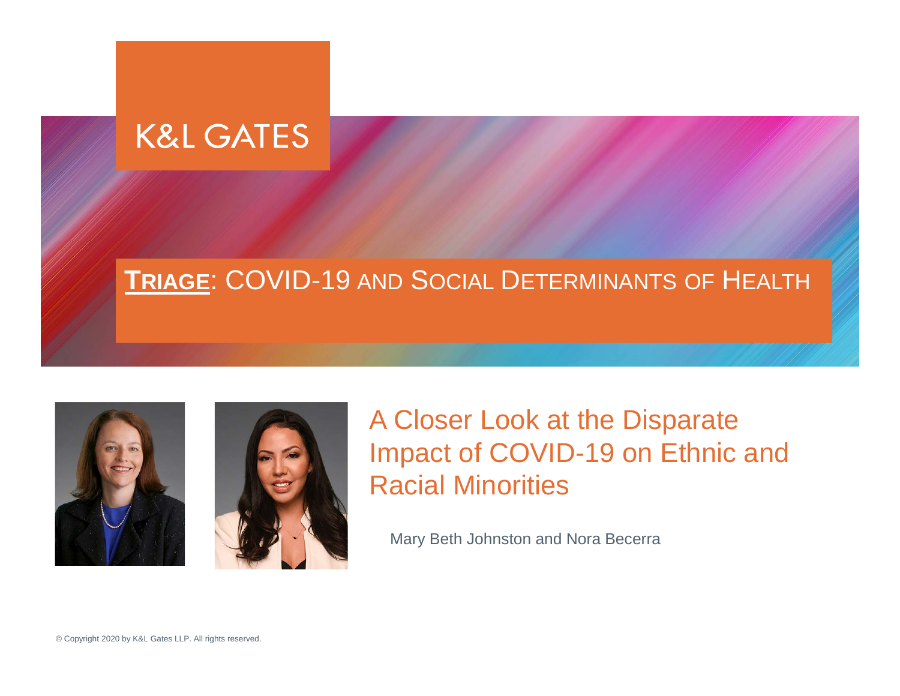K&L GATES

**TRIAGE**: COVID-19 AND SOCIAL DETERMINANTS OF HEALTH

# A Closer Look at the Disparate Impact of COVID-19 on Ethnic and Racial Minorities

Mary Beth Johnston and Nora Becerra

© Copyright 2020 by K&L Gates LLP. All rights reserved.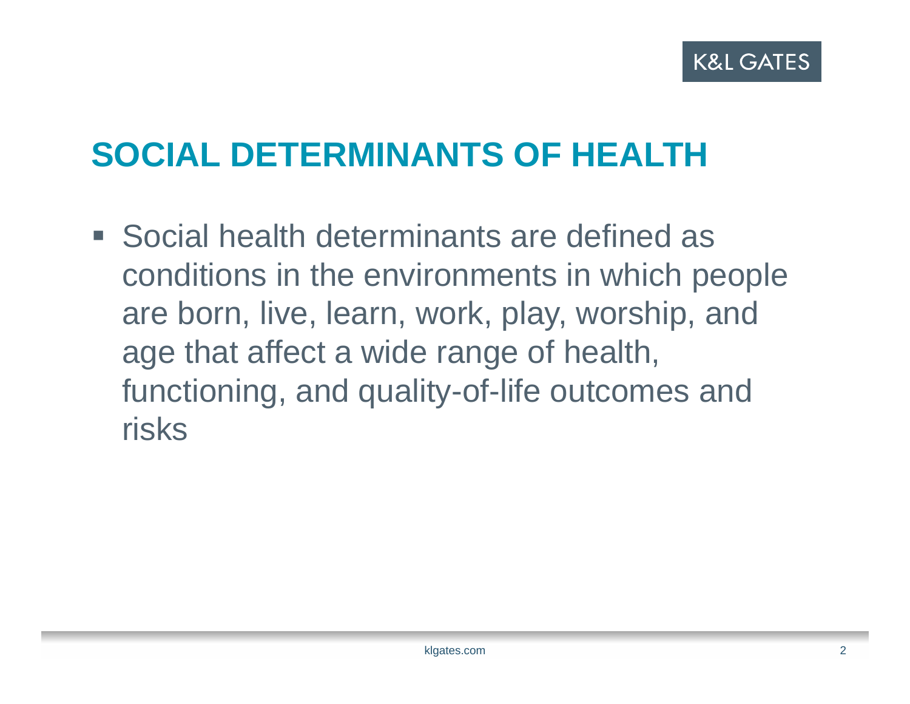# SOCIAL DETERMINANTS OF HEALTH

- Social health determinants are defined as conditions in the environments in which people are born, live, learn, work, play, worship, and age that affect a wide range of health, functioning, and quality-of-life outcomes and risks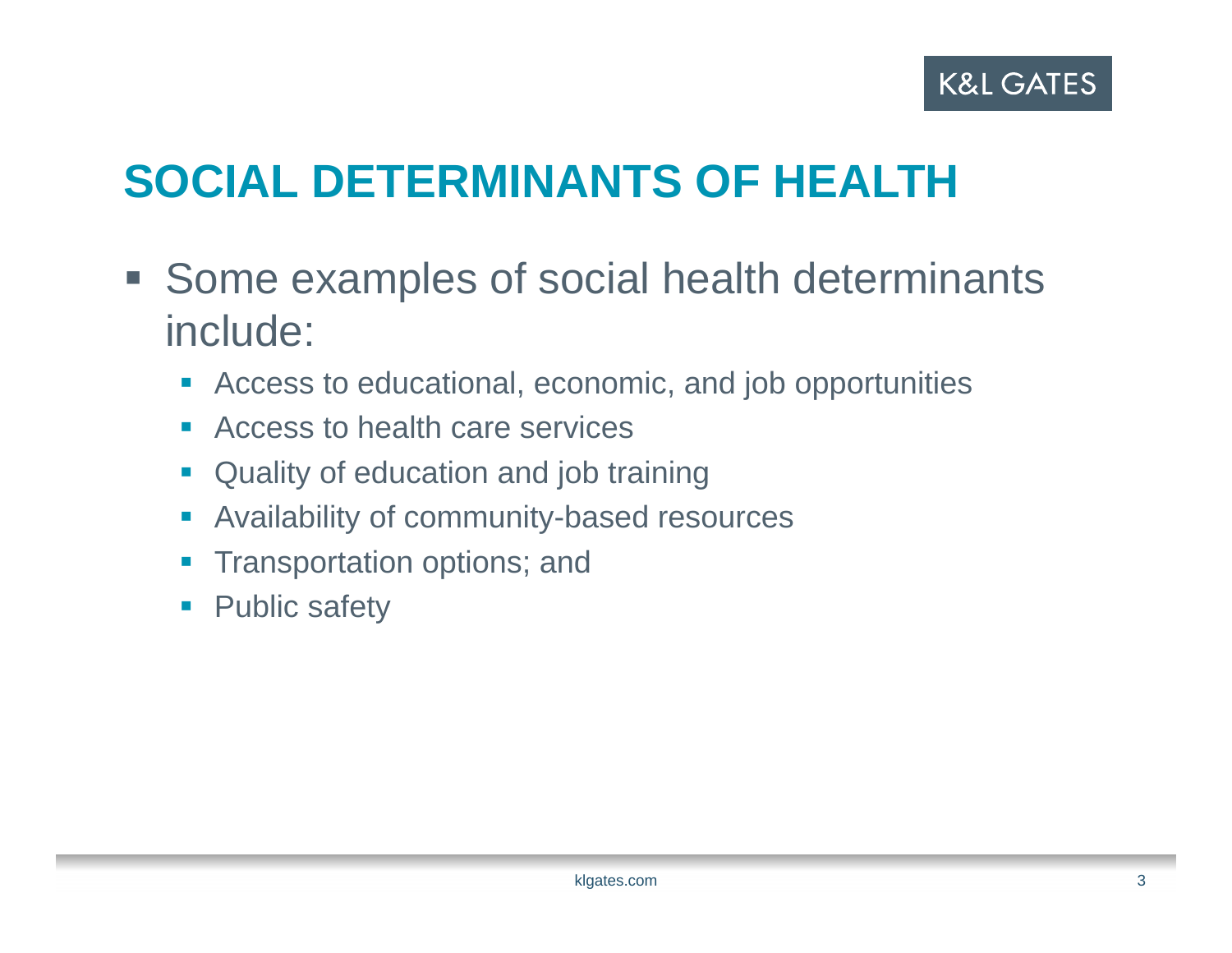# SOCIAL DETERMINANTS OF HEALTH

- Some examples of social health determinants include:
  - Access to educational, economic, and job opportunities
  - Access to health care services
  - Quality of education and job training
  - Availability of community-based resources
  - Transportation options; and
  - Public safety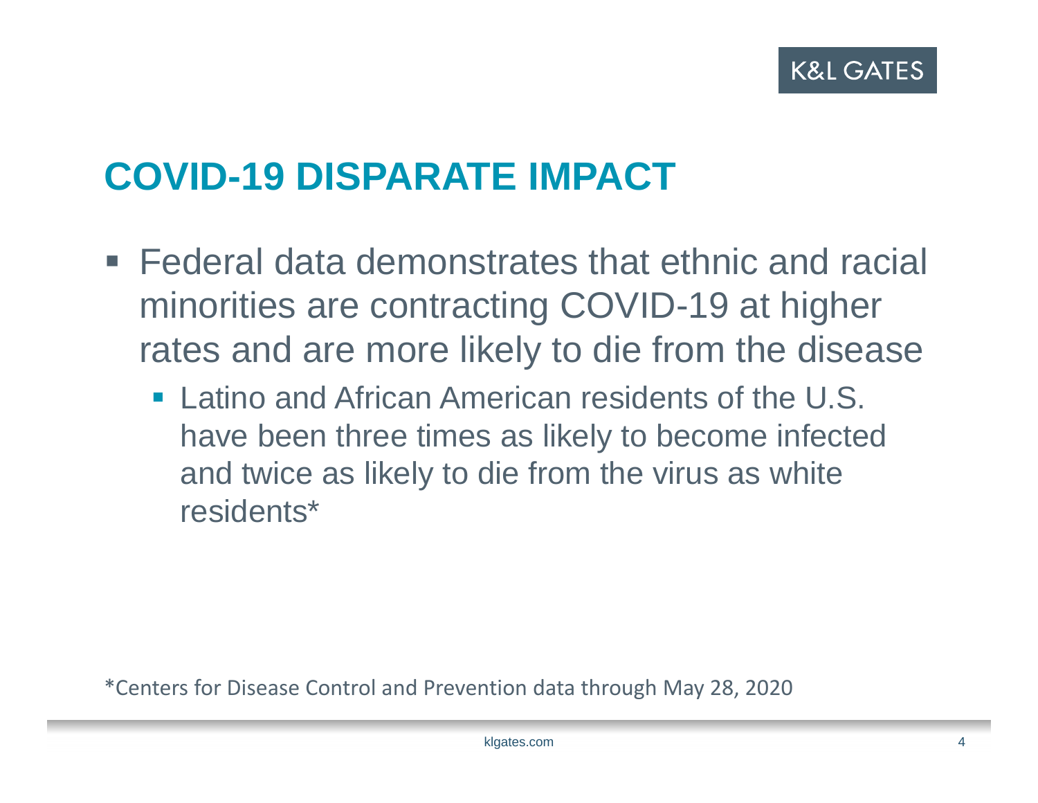# COVID-19 DISPARATE IMPACT

- Federal data demonstrates that ethnic and racial minorities are contracting COVID-19 at higher rates and are more likely to die from the disease
  - Latino and African American residents of the U.S. have been three times as likely to become infected and twice as likely to die from the virus as white residents*

*Centers for Disease Control and Prevention data through May 28, 2020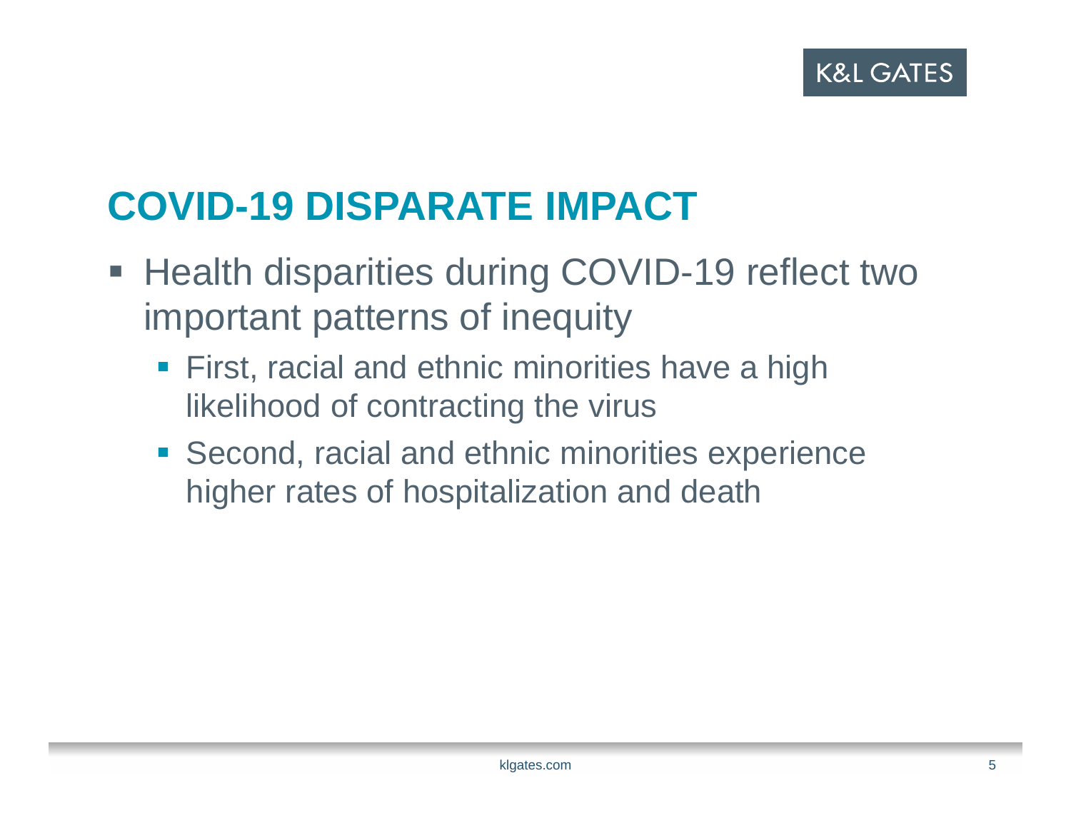# COVID-19 DISPARATE IMPACT

- Health disparities during COVID-19 reflect two important patterns of inequity
  - First, racial and ethnic minorities have a high likelihood of contracting the virus
  - Second, racial and ethnic minorities experience higher rates of hospitalization and death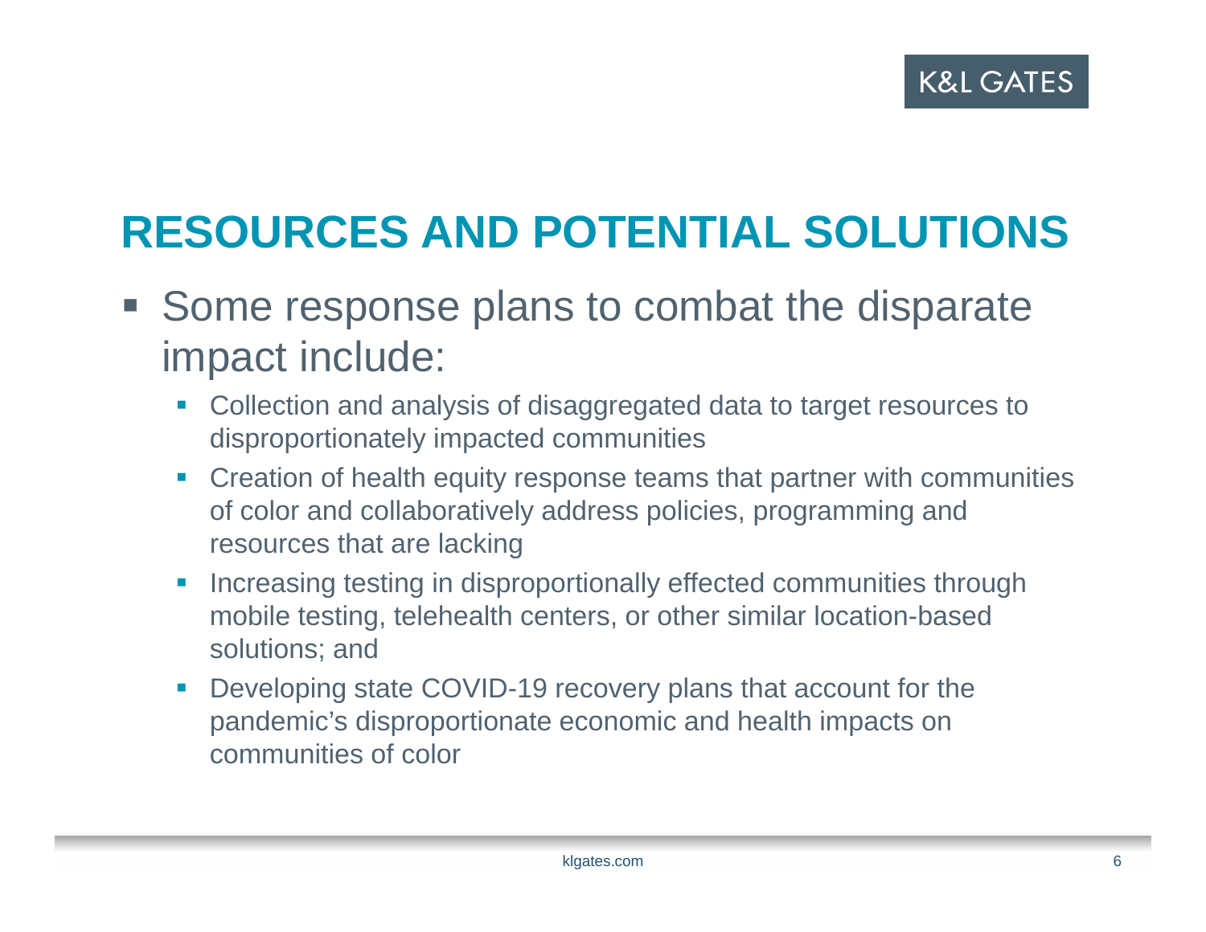## RESOURCES AND POTENTIAL SOLUTIONS

- Some response plans to combat the disparate impact include:
  - Collection and analysis of disaggregated data to target resources to disproportionately impacted communities
  - Creation of health equity response teams that partner with communities of color and collaboratively address policies, programming and resources that are lacking
  - Increasing testing in disproportionally effected communities through mobile testing, telehealth centers, or other similar location-based solutions; and
  - Developing state COVID-19 recovery plans that account for the pandemic's disproportionate economic and health impacts on communities of color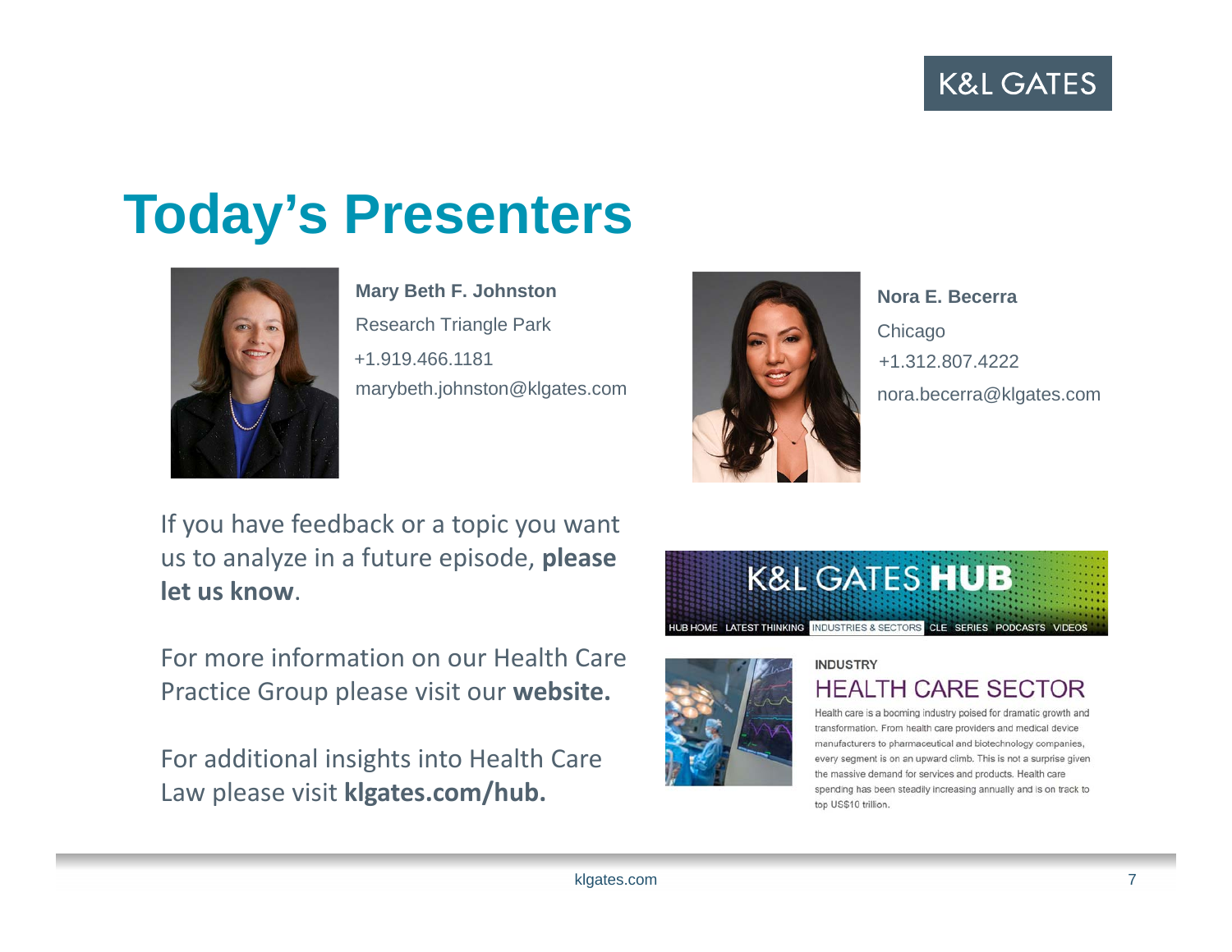# Today's Presenters

**Mary Beth F. Johnston**
Research Triangle Park
+1.919.466.1181
marybeth.johnston@klgates.com

**Nora E. Becerra**
Chicago
+1.312.807.4222
nora.becerra@klgates.com

If you have feedback or a topic you want us to analyze in a future episode, **please let us know**.

For more information on our Health Care Practice Group please visit our **website.**

For additional insights into Health Care Law please visit **klgates.com/hub.**

K&L GATES **HUB**

HUB HOME LATEST THINKING INDUSTRIES & SECTORS CLE SERIES PODCASTS VIDEOS

INDUSTRY

HEALTH CARE SECTOR

Health care is a booming industry poised for dramatic growth and transformation. From health care providers and medical device manufacturers to pharmaceutical and biotechnology companies, every segment is on an upward climb. This is not a surprise given the massive demand for services and products. Health care spending has been steadily increasing annually and is on track to top US$10 trillion.